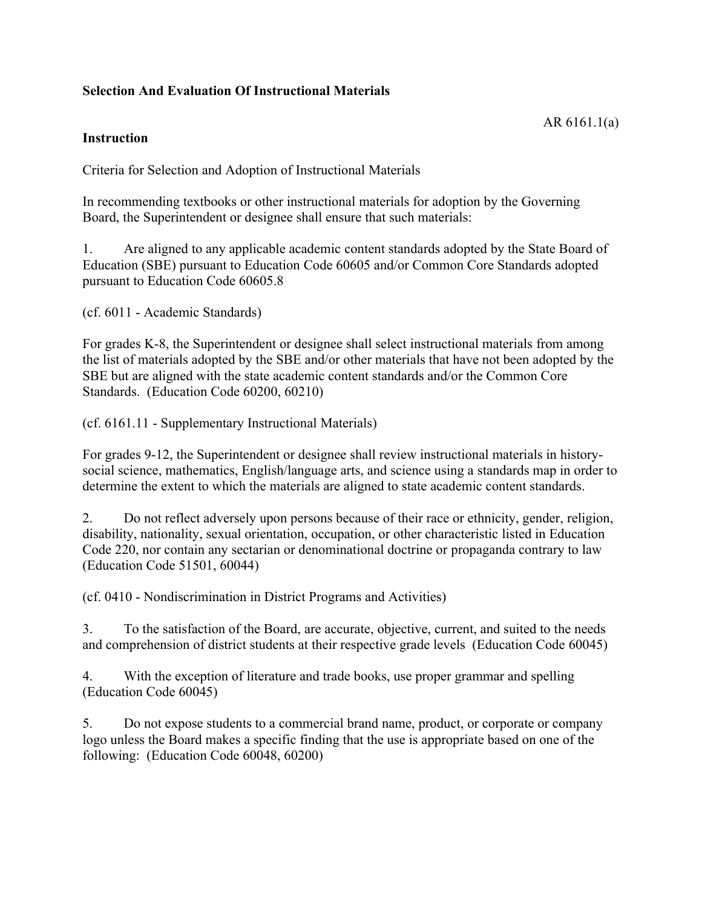**Selection And Evaluation Of Instructional Materials**

AR 6161.1(a)

**Instruction**

Criteria for Selection and Adoption of Instructional Materials

In recommending textbooks or other instructional materials for adoption by the Governing Board, the Superintendent or designee shall ensure that such materials:

1. Are aligned to any applicable academic content standards adopted by the State Board of Education (SBE) pursuant to Education Code 60605 and/or Common Core Standards adopted pursuant to Education Code 60605.8

(cf. 6011 - Academic Standards)

For grades K-8, the Superintendent or designee shall select instructional materials from among the list of materials adopted by the SBE and/or other materials that have not been adopted by the SBE but are aligned with the state academic content standards and/or the Common Core Standards. (Education Code 60200, 60210)

(cf. 6161.11 - Supplementary Instructional Materials)

For grades 9-12, the Superintendent or designee shall review instructional materials in history-social science, mathematics, English/language arts, and science using a standards map in order to determine the extent to which the materials are aligned to state academic content standards.

2. Do not reflect adversely upon persons because of their race or ethnicity, gender, religion, disability, nationality, sexual orientation, occupation, or other characteristic listed in Education Code 220, nor contain any sectarian or denominational doctrine or propaganda contrary to law (Education Code 51501, 60044)

(cf. 0410 - Nondiscrimination in District Programs and Activities)

3. To the satisfaction of the Board, are accurate, objective, current, and suited to the needs and comprehension of district students at their respective grade levels (Education Code 60045)

4. With the exception of literature and trade books, use proper grammar and spelling (Education Code 60045)

5. Do not expose students to a commercial brand name, product, or corporate or company logo unless the Board makes a specific finding that the use is appropriate based on one of the following: (Education Code 60048, 60200)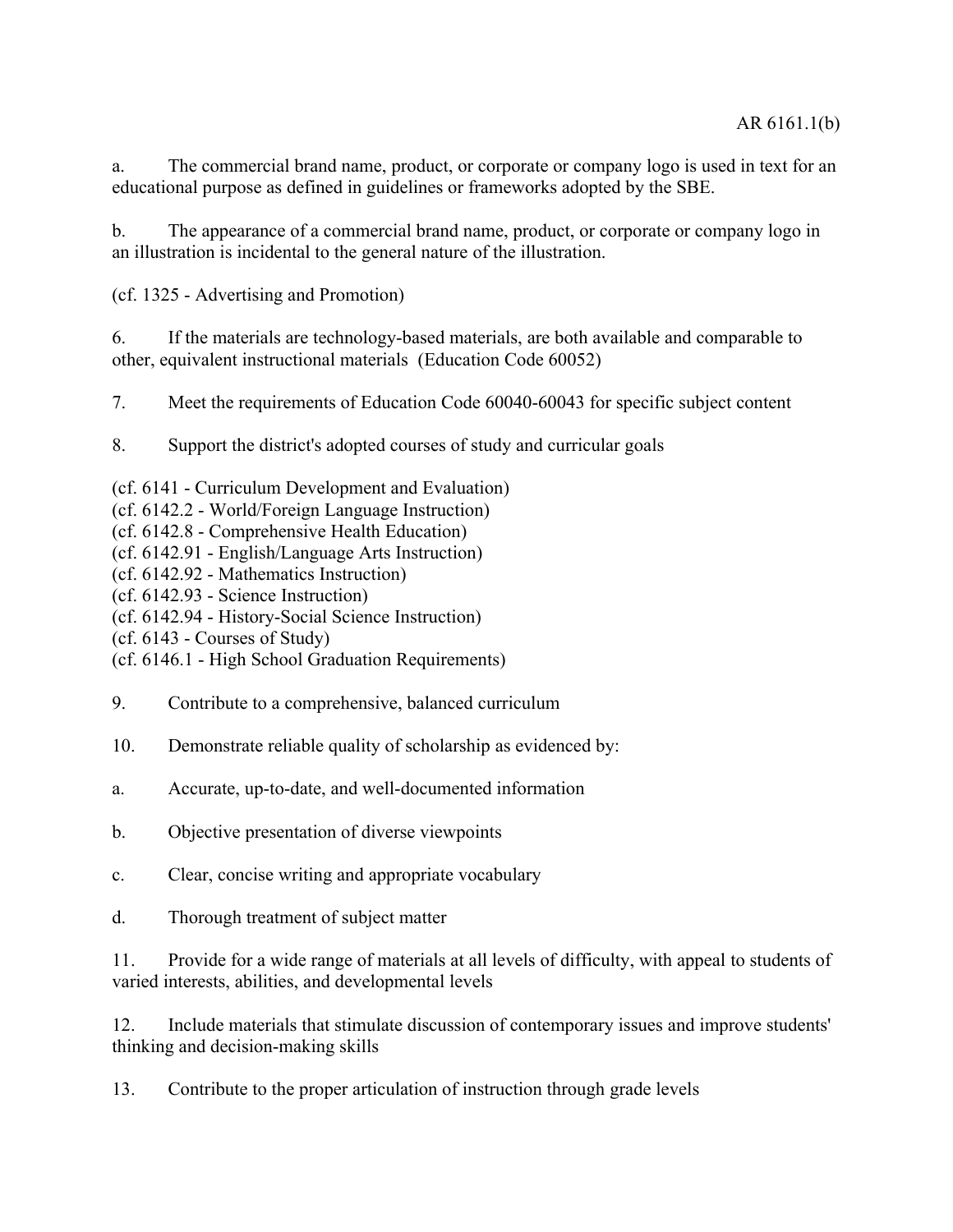a. The commercial brand name, product, or corporate or company logo is used in text for an educational purpose as defined in guidelines or frameworks adopted by the SBE.

b. The appearance of a commercial brand name, product, or corporate or company logo in an illustration is incidental to the general nature of the illustration.

(cf. 1325 - Advertising and Promotion)

6. If the materials are technology-based materials, are both available and comparable to other, equivalent instructional materials (Education Code 60052)

7. Meet the requirements of Education Code 60040-60043 for specific subject content

8. Support the district's adopted courses of study and curricular goals

(cf. 6141 - Curriculum Development and Evaluation)
(cf. 6142.2 - World/Foreign Language Instruction)
(cf. 6142.8 - Comprehensive Health Education)
(cf. 6142.91 - English/Language Arts Instruction)
(cf. 6142.92 - Mathematics Instruction)
(cf. 6142.93 - Science Instruction)
(cf. 6142.94 - History-Social Science Instruction)
(cf. 6143 - Courses of Study)
(cf. 6146.1 - High School Graduation Requirements)

9. Contribute to a comprehensive, balanced curriculum

10. Demonstrate reliable quality of scholarship as evidenced by:

a. Accurate, up-to-date, and well-documented information

b. Objective presentation of diverse viewpoints

c. Clear, concise writing and appropriate vocabulary

d. Thorough treatment of subject matter

11. Provide for a wide range of materials at all levels of difficulty, with appeal to students of varied interests, abilities, and developmental levels

12. Include materials that stimulate discussion of contemporary issues and improve students' thinking and decision-making skills

13. Contribute to the proper articulation of instruction through grade levels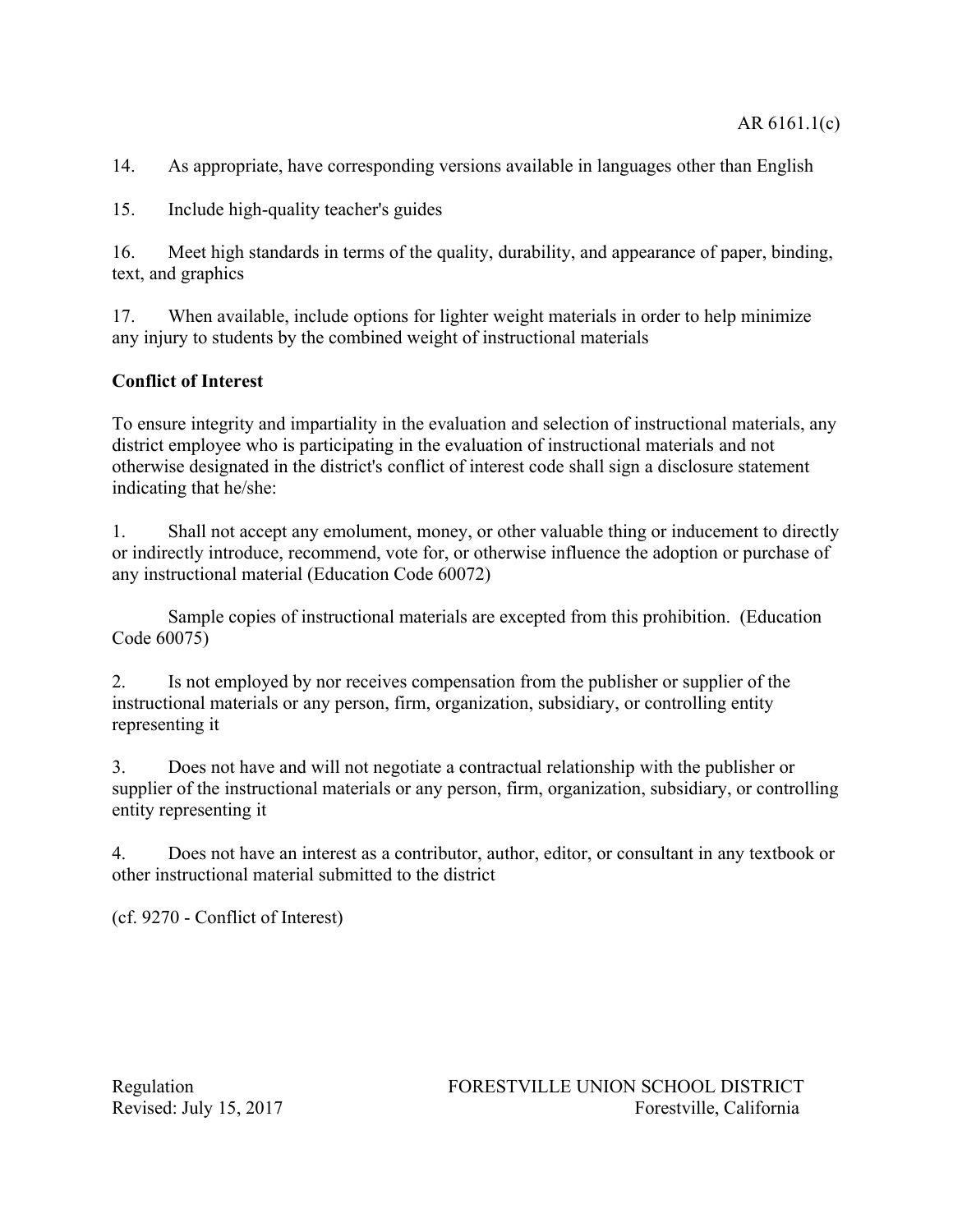14. As appropriate, have corresponding versions available in languages other than English

15. Include high-quality teacher's guides

16. Meet high standards in terms of the quality, durability, and appearance of paper, binding, text, and graphics

17. When available, include options for lighter weight materials in order to help minimize any injury to students by the combined weight of instructional materials

**Conflict of Interest**

To ensure integrity and impartiality in the evaluation and selection of instructional materials, any district employee who is participating in the evaluation of instructional materials and not otherwise designated in the district's conflict of interest code shall sign a disclosure statement indicating that he/she:

1. Shall not accept any emolument, money, or other valuable thing or inducement to directly or indirectly introduce, recommend, vote for, or otherwise influence the adoption or purchase of any instructional material (Education Code 60072)

   Sample copies of instructional materials are excepted from this prohibition. (Education Code 60075)

2. Is not employed by nor receives compensation from the publisher or supplier of the instructional materials or any person, firm, organization, subsidiary, or controlling entity representing it

3. Does not have and will not negotiate a contractual relationship with the publisher or supplier of the instructional materials or any person, firm, organization, subsidiary, or controlling entity representing it

4. Does not have an interest as a contributor, author, editor, or consultant in any textbook or other instructional material submitted to the district

(cf. 9270 - Conflict of Interest)

Regulation
Revised: July 15, 2017

FORESTVILLE UNION SCHOOL DISTRICT
Forestville, California